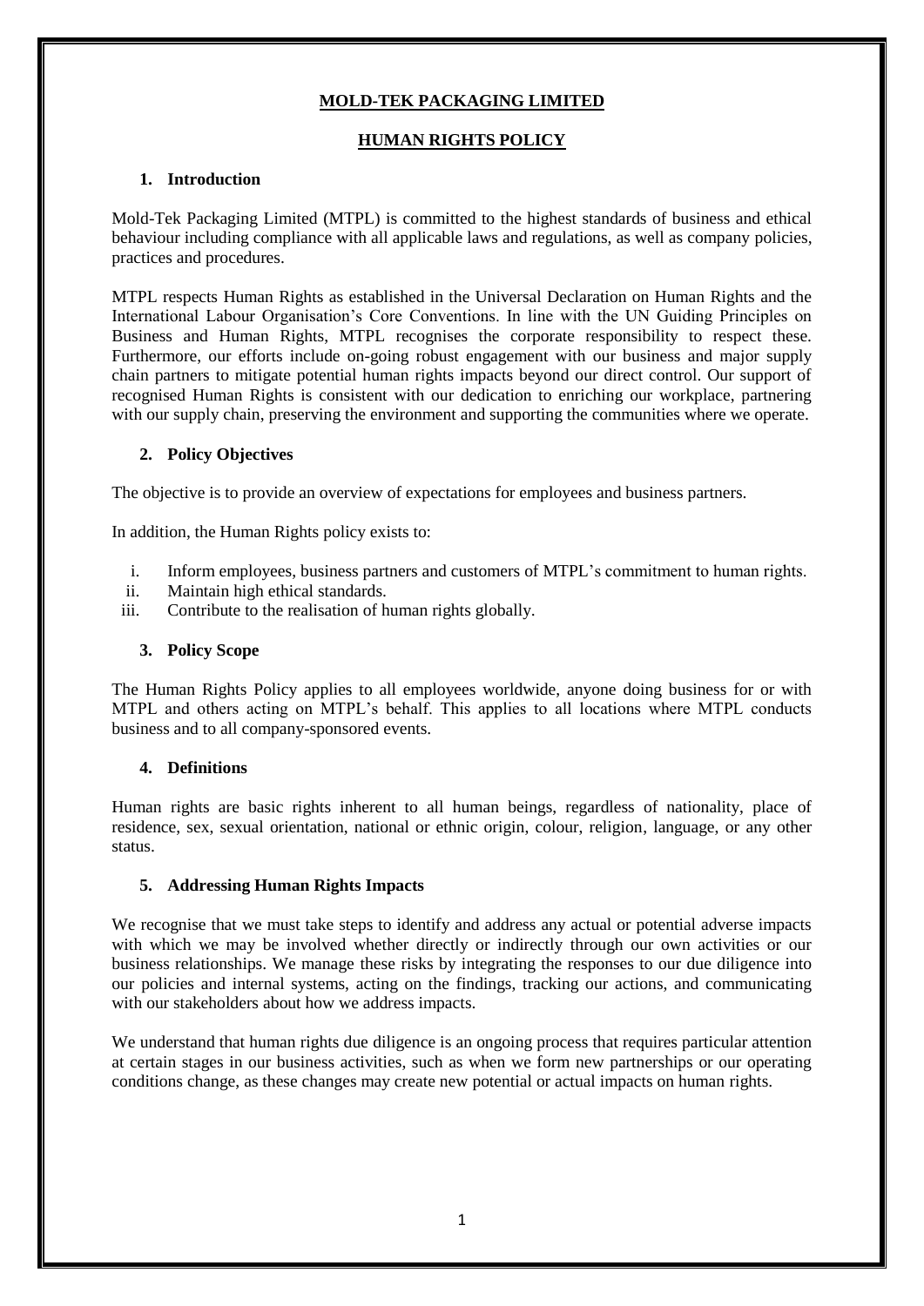# MOLD-TEK PACKAGING LIMITED

## HUMAN RIGHTS POLICY

### 1. Introduction

Mold-Tek Packaging Limited (MTPL) is committed to the highest standards of business and ethical behaviour including compliance with all applicable laws and regulations, as well as company policies, practices and procedures.

MTPL respects Human Rights as established in the Universal Declaration on Human Rights and the International Labour Organisation's Core Conventions. In line with the UN Guiding Principles on Business and Human Rights, MTPL recognises the corporate responsibility to respect these. Furthermore, our efforts include on-going robust engagement with our business and major supply chain partners to mitigate potential human rights impacts beyond our direct control. Our support of recognised Human Rights is consistent with our dedication to enriching our workplace, partnering with our supply chain, preserving the environment and supporting the communities where we operate.

### 2. Policy Objectives

The objective is to provide an overview of expectations for employees and business partners.

In addition, the Human Rights policy exists to:

i. Inform employees, business partners and customers of MTPL's commitment to human rights.
ii. Maintain high ethical standards.
iii. Contribute to the realisation of human rights globally.

### 3. Policy Scope

The Human Rights Policy applies to all employees worldwide, anyone doing business for or with MTPL and others acting on MTPL's behalf. This applies to all locations where MTPL conducts business and to all company-sponsored events.

### 4. Definitions

Human rights are basic rights inherent to all human beings, regardless of nationality, place of residence, sex, sexual orientation, national or ethnic origin, colour, religion, language, or any other status.

### 5. Addressing Human Rights Impacts

We recognise that we must take steps to identify and address any actual or potential adverse impacts with which we may be involved whether directly or indirectly through our own activities or our business relationships. We manage these risks by integrating the responses to our due diligence into our policies and internal systems, acting on the findings, tracking our actions, and communicating with our stakeholders about how we address impacts.

We understand that human rights due diligence is an ongoing process that requires particular attention at certain stages in our business activities, such as when we form new partnerships or our operating conditions change, as these changes may create new potential or actual impacts on human rights.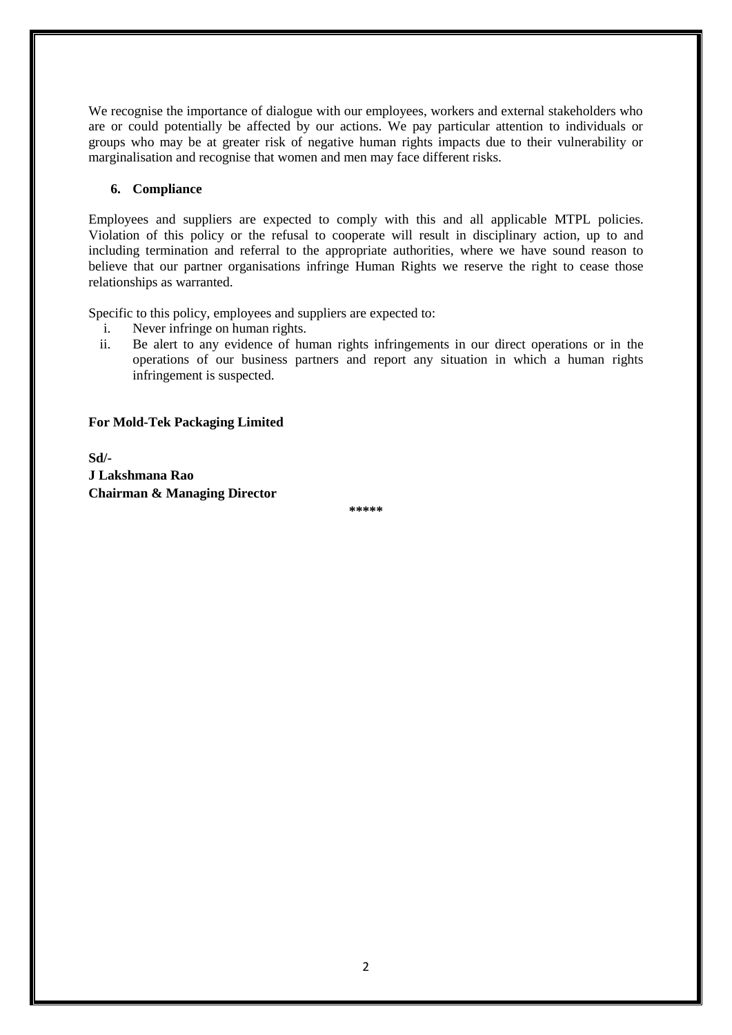We recognise the importance of dialogue with our employees, workers and external stakeholders who are or could potentially be affected by our actions. We pay particular attention to individuals or groups who may be at greater risk of negative human rights impacts due to their vulnerability or marginalisation and recognise that women and men may face different risks.

### 6. Compliance

Employees and suppliers are expected to comply with this and all applicable MTPL policies. Violation of this policy or the refusal to cooperate will result in disciplinary action, up to and including termination and referral to the appropriate authorities, where we have sound reason to believe that our partner organisations infringe Human Rights we reserve the right to cease those relationships as warranted.

Specific to this policy, employees and suppliers are expected to:

i. Never infringe on human rights.
ii. Be alert to any evidence of human rights infringements in our direct operations or in the operations of our business partners and report any situation in which a human rights infringement is suspected.

**For Mold-Tek Packaging Limited**

**Sd/-**
**J Lakshmana Rao**
**Chairman & Managing Director**

*****